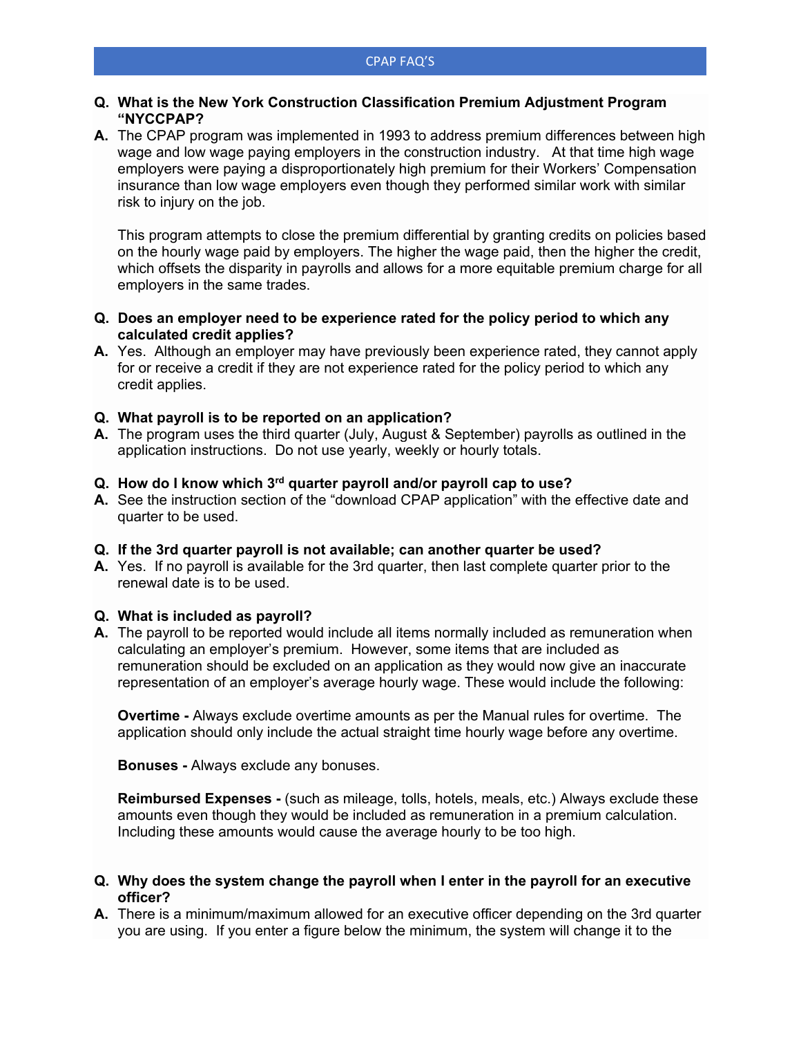# CPAP FAQ'S

**Q. What is the New York Construction Classification Premium Adjustment Program "NYCCPAP?**

**A.** The CPAP program was implemented in 1993 to address premium differences between high wage and low wage paying employers in the construction industry. At that time high wage employers were paying a disproportionately high premium for their Workers' Compensation insurance than low wage employers even though they performed similar work with similar risk to injury on the job.

This program attempts to close the premium differential by granting credits on policies based on the hourly wage paid by employers. The higher the wage paid, then the higher the credit, which offsets the disparity in payrolls and allows for a more equitable premium charge for all employers in the same trades.

**Q. Does an employer need to be experience rated for the policy period to which any calculated credit applies?**

**A.** Yes. Although an employer may have previously been experience rated, they cannot apply for or receive a credit if they are not experience rated for the policy period to which any credit applies.

**Q. What payroll is to be reported on an application?**

**A.** The program uses the third quarter (July, August & September) payrolls as outlined in the application instructions. Do not use yearly, weekly or hourly totals.

**Q. How do I know which 3rd quarter payroll and/or payroll cap to use?**

**A.** See the instruction section of the "download CPAP application" with the effective date and quarter to be used.

**Q. If the 3rd quarter payroll is not available; can another quarter be used?**

**A.** Yes. If no payroll is available for the 3rd quarter, then last complete quarter prior to the renewal date is to be used.

**Q. What is included as payroll?**

**A.** The payroll to be reported would include all items normally included as remuneration when calculating an employer's premium. However, some items that are included as remuneration should be excluded on an application as they would now give an inaccurate representation of an employer's average hourly wage. These would include the following:

**Overtime -** Always exclude overtime amounts as per the Manual rules for overtime. The application should only include the actual straight time hourly wage before any overtime.

**Bonuses -** Always exclude any bonuses.

**Reimbursed Expenses -** (such as mileage, tolls, hotels, meals, etc.) Always exclude these amounts even though they would be included as remuneration in a premium calculation. Including these amounts would cause the average hourly to be too high.

**Q. Why does the system change the payroll when I enter in the payroll for an executive officer?**

**A.** There is a minimum/maximum allowed for an executive officer depending on the 3rd quarter you are using. If you enter a figure below the minimum, the system will change it to the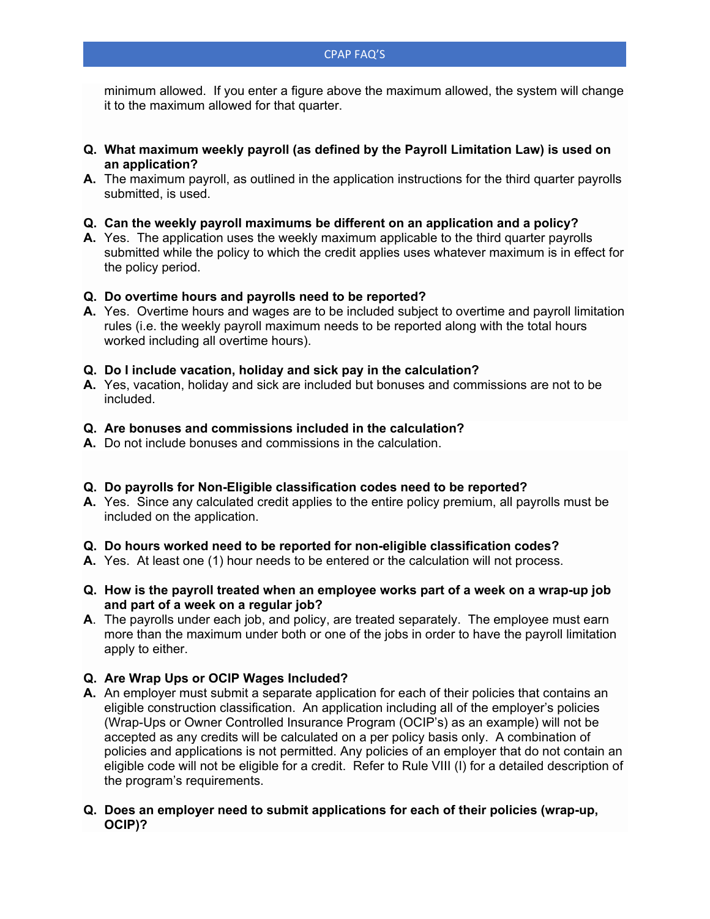minimum allowed. If you enter a figure above the maximum allowed, the system will change it to the maximum allowed for that quarter.

**Q. What maximum weekly payroll (as defined by the Payroll Limitation Law) is used on an application?**

**A.** The maximum payroll, as outlined in the application instructions for the third quarter payrolls submitted, is used.

**Q. Can the weekly payroll maximums be different on an application and a policy?**

**A.** Yes. The application uses the weekly maximum applicable to the third quarter payrolls submitted while the policy to which the credit applies uses whatever maximum is in effect for the policy period.

**Q. Do overtime hours and payrolls need to be reported?**

**A.** Yes. Overtime hours and wages are to be included subject to overtime and payroll limitation rules (i.e. the weekly payroll maximum needs to be reported along with the total hours worked including all overtime hours).

**Q. Do I include vacation, holiday and sick pay in the calculation?**

**A.** Yes, vacation, holiday and sick are included but bonuses and commissions are not to be included.

**Q. Are bonuses and commissions included in the calculation?**

**A.** Do not include bonuses and commissions in the calculation.

**Q. Do payrolls for Non-Eligible classification codes need to be reported?**

**A.** Yes. Since any calculated credit applies to the entire policy premium, all payrolls must be included on the application.

**Q. Do hours worked need to be reported for non-eligible classification codes?**

**A.** Yes. At least one (1) hour needs to be entered or the calculation will not process.

**Q. How is the payroll treated when an employee works part of a week on a wrap-up job and part of a week on a regular job?**

**A**. The payrolls under each job, and policy, are treated separately. The employee must earn more than the maximum under both or one of the jobs in order to have the payroll limitation apply to either.

**Q. Are Wrap Ups or OCIP Wages Included?**

**A.** An employer must submit a separate application for each of their policies that contains an eligible construction classification. An application including all of the employer's policies (Wrap-Ups or Owner Controlled Insurance Program (OCIP's) as an example) will not be accepted as any credits will be calculated on a per policy basis only. A combination of policies and applications is not permitted. Any policies of an employer that do not contain an eligible code will not be eligible for a credit. Refer to Rule VIII (I) for a detailed description of the program's requirements.

**Q. Does an employer need to submit applications for each of their policies (wrap-up, OCIP)?**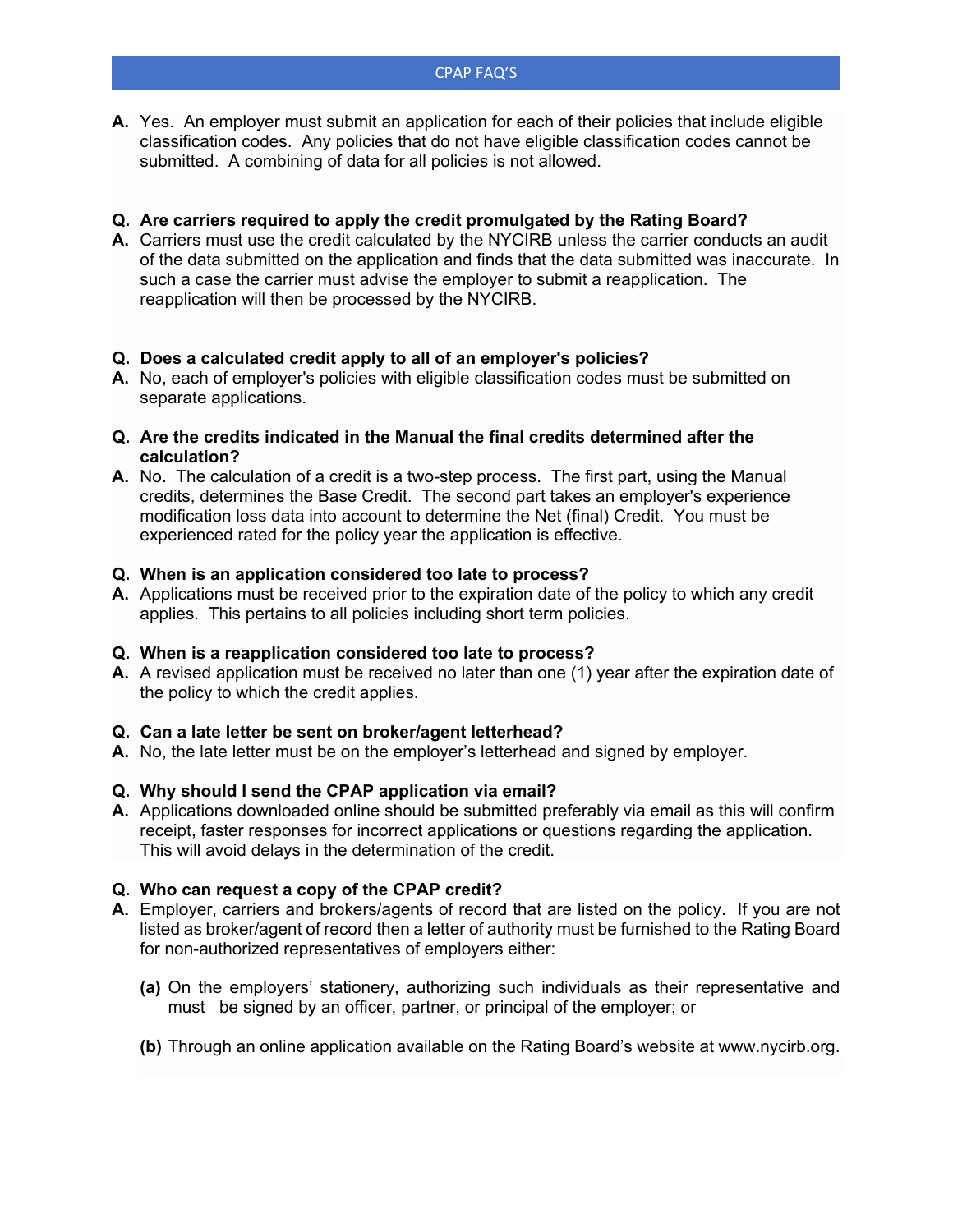**A.** Yes. An employer must submit an application for each of their policies that include eligible classification codes. Any policies that do not have eligible classification codes cannot be submitted. A combining of data for all policies is not allowed.

**Q. Are carriers required to apply the credit promulgated by the Rating Board?**

**A.** Carriers must use the credit calculated by the NYCIRB unless the carrier conducts an audit of the data submitted on the application and finds that the data submitted was inaccurate. In such a case the carrier must advise the employer to submit a reapplication. The reapplication will then be processed by the NYCIRB.

**Q. Does a calculated credit apply to all of an employer's policies?**

**A.** No, each of employer's policies with eligible classification codes must be submitted on separate applications.

**Q. Are the credits indicated in the Manual the final credits determined after the calculation?**

**A.** No. The calculation of a credit is a two-step process. The first part, using the Manual credits, determines the Base Credit. The second part takes an employer's experience modification loss data into account to determine the Net (final) Credit. You must be experienced rated for the policy year the application is effective.

**Q. When is an application considered too late to process?**

**A.** Applications must be received prior to the expiration date of the policy to which any credit applies. This pertains to all policies including short term policies.

**Q. When is a reapplication considered too late to process?**

**A.** A revised application must be received no later than one (1) year after the expiration date of the policy to which the credit applies.

**Q. Can a late letter be sent on broker/agent letterhead?**

**A.** No, the late letter must be on the employer's letterhead and signed by employer.

**Q. Why should I send the CPAP application via email?**

**A.** Applications downloaded online should be submitted preferably via email as this will confirm receipt, faster responses for incorrect applications or questions regarding the application. This will avoid delays in the determination of the credit.

**Q. Who can request a copy of the CPAP credit?**

**A.** Employer, carriers and brokers/agents of record that are listed on the policy. If you are not listed as broker/agent of record then a letter of authority must be furnished to the Rating Board for non-authorized representatives of employers either:

**(a)** On the employers' stationery, authorizing such individuals as their representative and must be signed by an officer, partner, or principal of the employer; or

**(b)** Through an online application available on the Rating Board's website at www.nycirb.org.